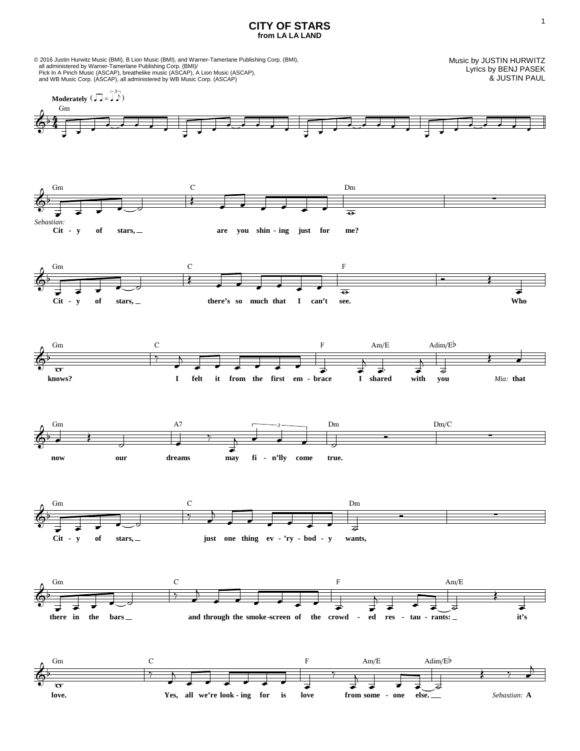# CITY OF STARS

from LA LA LAND

© 2016 Justin Hurwitz Music (BMI), B Lion Music (BMI), and Warner-Tamerlane Publishing Corp. (BMI), all administered by Warner-Tamerlane Publishing Corp. (BMI)/ Pick In A Pinch Music (ASCAP), breathelike music (ASCAP), A Lion Music (ASCAP), and WB Music Corp. (ASCAP), all administered by WB Music Corp. (ASCAP)

Music by JUSTIN HURWITZ
Lyrics by BENJ PASEK
& JUSTIN PAUL

**Moderately**

Gm

*Sebastian:*

Gm | C | Dm
City of stars, are you shining just for me?

Gm | C | F
City of stars, there's so much that I can't see. Who

Gm | C | F | Am/E | Adim/E♭
knows? I felt it from the first embrace I shared with you *Mia:* that

Gm | A7 | Dm | Dm/C
now our dreams may fi-n'lly come true.

Gm | C | Dm
City of stars, just one thing ev-'ry-bod-y wants,

Gm | C | F | Am/E
there in the bars and through the smoke-screen of the crowd-ed res-tau-rants: it's

Gm | C | F | Am/E | Adim/E♭
love. Yes, all we're look-ing for is love from some-one else. *Sebastian:* A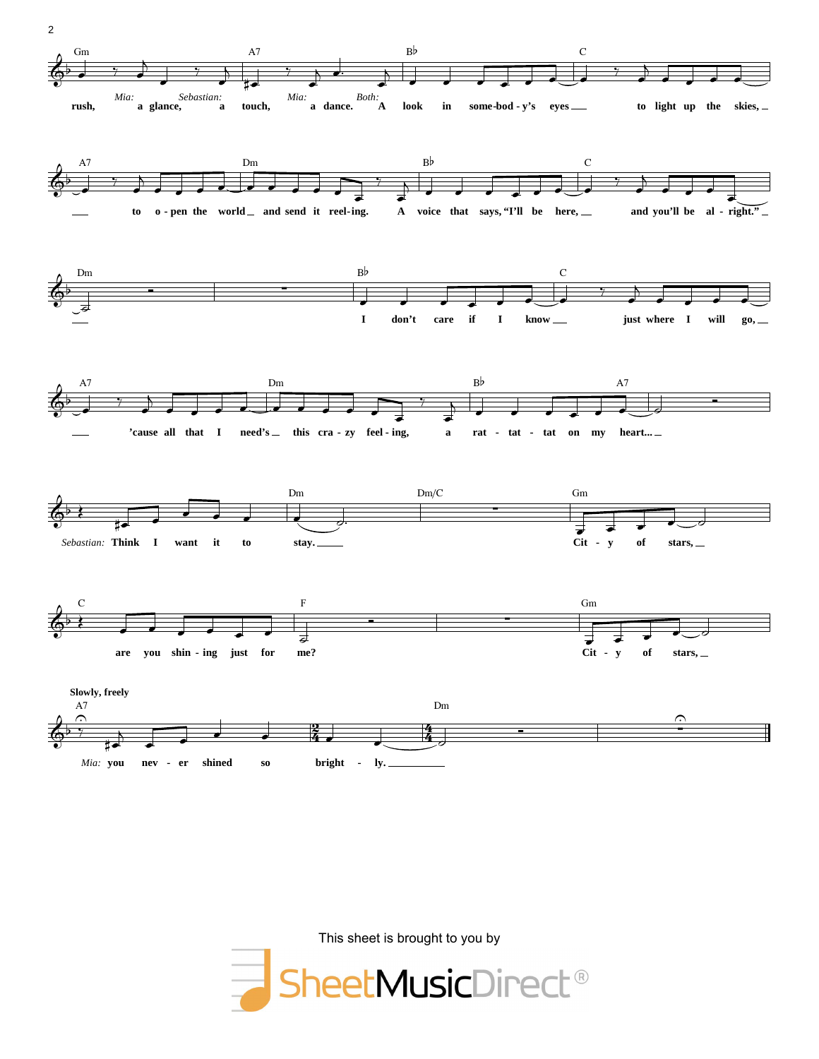rush, *Mia:* a glance, *Sebastian:* a touch, *Mia:* a dance. *Both:* A look in some-bod-y's eyes to light up the skies,

to o-pen the world and send it reel-ing. A voice that says, "I'll be here, and you'll be al-right."

I don't care if I know just where I will go,

'cause all that I need's this cra-zy feel-ing, a rat-tat-tat on my heart...

*Sebastian:* Think I want it to stay. Cit-y of stars,

are you shin-ing just for me? Cit-y of stars,

**Slowly, freely**

*Mia:* you nev-er shined so bright-ly.

This sheet is brought to you by SheetMusicDirect®